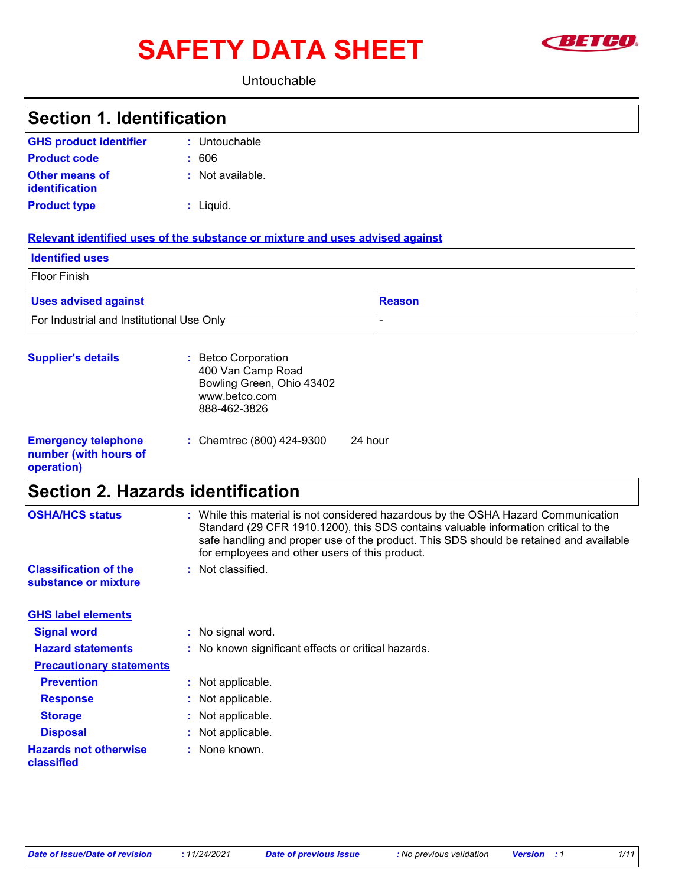# SAFETY DATA SHEET

Untouchable

## Section 1. Identification

**GHS product identifier** : Untouchable

**Product code** : 606

**Other means of identification** : Not available.

**Product type** : Liquid.

**Relevant identified uses of the substance or mixture and uses advised against**

| Identified uses |
|---|
| Floor Finish |

| Uses advised against | Reason |
|---|---|
| For Industrial and Institutional Use Only | - |

**Supplier's details** : Betco Corporation
400 Van Camp Road
Bowling Green, Ohio 43402
www.betco.com
888-462-3826

**Emergency telephone number (with hours of operation)** : Chemtrec (800) 424-9300 24 hour

## Section 2. Hazards identification

**OSHA/HCS status** : While this material is not considered hazardous by the OSHA Hazard Communication Standard (29 CFR 1910.1200), this SDS contains valuable information critical to the safe handling and proper use of the product. This SDS should be retained and available for employees and other users of this product.

**Classification of the substance or mixture** : Not classified.

**GHS label elements**

**Signal word** : No signal word.

**Hazard statements** : No known significant effects or critical hazards.

**Precautionary statements**

**Prevention** : Not applicable.

**Response** : Not applicable.

**Storage** : Not applicable.

**Disposal** : Not applicable.

**Hazards not otherwise classified** : None known.

*Date of issue/Date of revision* : 11/24/2021 *Date of previous issue* : No previous validation *Version* : 1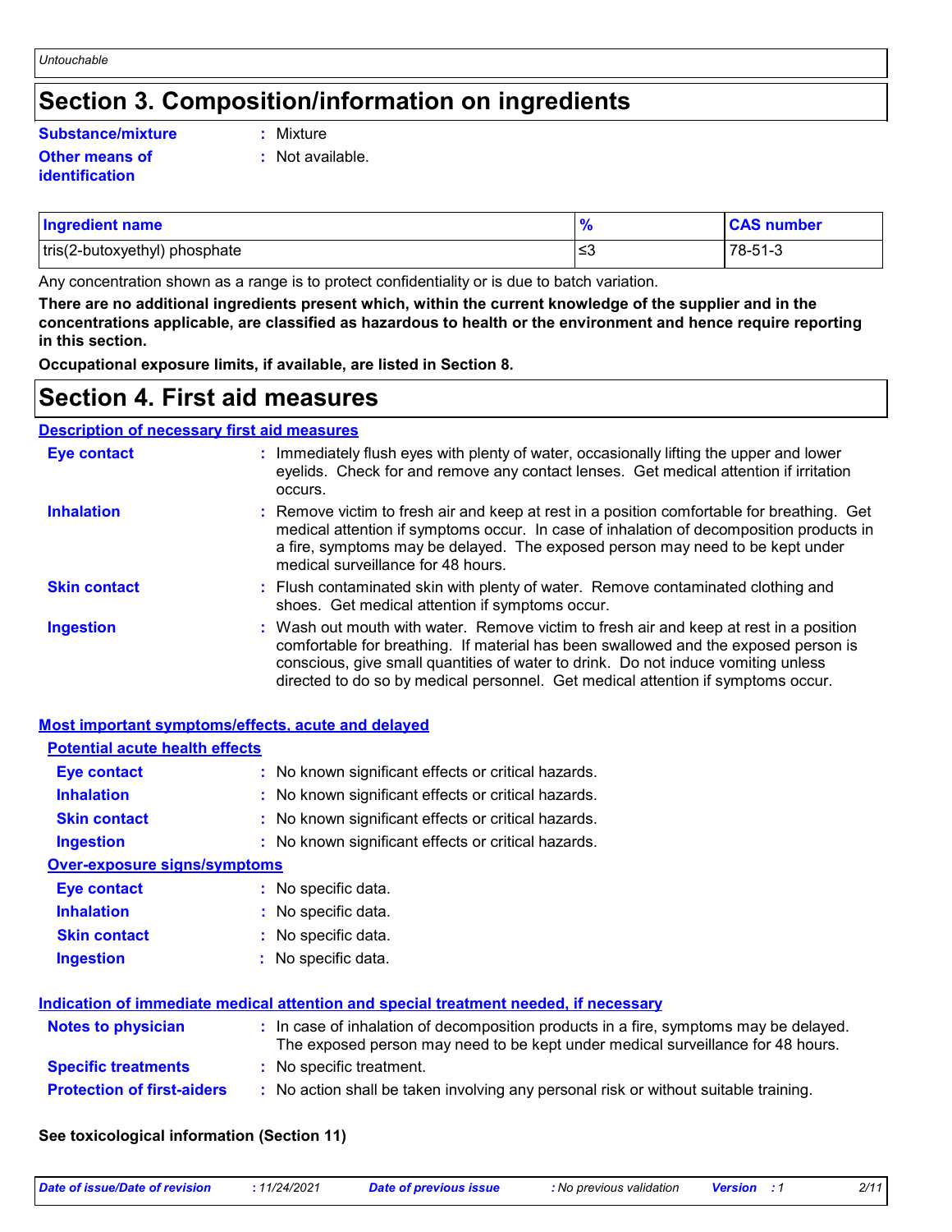# Section 3. Composition/information on ingredients

**Substance/mixture** : Mixture

**Other means of identification** : Not available.

| Ingredient name | % | CAS number |
|---|---|---|
| tris(2-butoxyethyl) phosphate | ≤3 | 78-51-3 |

Any concentration shown as a range is to protect confidentiality or is due to batch variation.

**There are no additional ingredients present which, within the current knowledge of the supplier and in the concentrations applicable, are classified as hazardous to health or the environment and hence require reporting in this section.**

**Occupational exposure limits, if available, are listed in Section 8.**

# Section 4. First aid measures

## Description of necessary first aid measures

**Eye contact** : Immediately flush eyes with plenty of water, occasionally lifting the upper and lower eyelids. Check for and remove any contact lenses. Get medical attention if irritation occurs.

**Inhalation** : Remove victim to fresh air and keep at rest in a position comfortable for breathing. Get medical attention if symptoms occur. In case of inhalation of decomposition products in a fire, symptoms may be delayed. The exposed person may need to be kept under medical surveillance for 48 hours.

**Skin contact** : Flush contaminated skin with plenty of water. Remove contaminated clothing and shoes. Get medical attention if symptoms occur.

**Ingestion** : Wash out mouth with water. Remove victim to fresh air and keep at rest in a position comfortable for breathing. If material has been swallowed and the exposed person is conscious, give small quantities of water to drink. Do not induce vomiting unless directed to do so by medical personnel. Get medical attention if symptoms occur.

## Most important symptoms/effects, acute and delayed

### Potential acute health effects

**Eye contact** : No known significant effects or critical hazards.

**Inhalation** : No known significant effects or critical hazards.

**Skin contact** : No known significant effects or critical hazards.

**Ingestion** : No known significant effects or critical hazards.

### Over-exposure signs/symptoms

**Eye contact** : No specific data.

**Inhalation** : No specific data.

**Skin contact** : No specific data.

**Ingestion** : No specific data.

## Indication of immediate medical attention and special treatment needed, if necessary

**Notes to physician** : In case of inhalation of decomposition products in a fire, symptoms may be delayed. The exposed person may need to be kept under medical surveillance for 48 hours.

**Specific treatments** : No specific treatment.

**Protection of first-aiders** : No action shall be taken involving any personal risk or without suitable training.

**See toxicological information (Section 11)**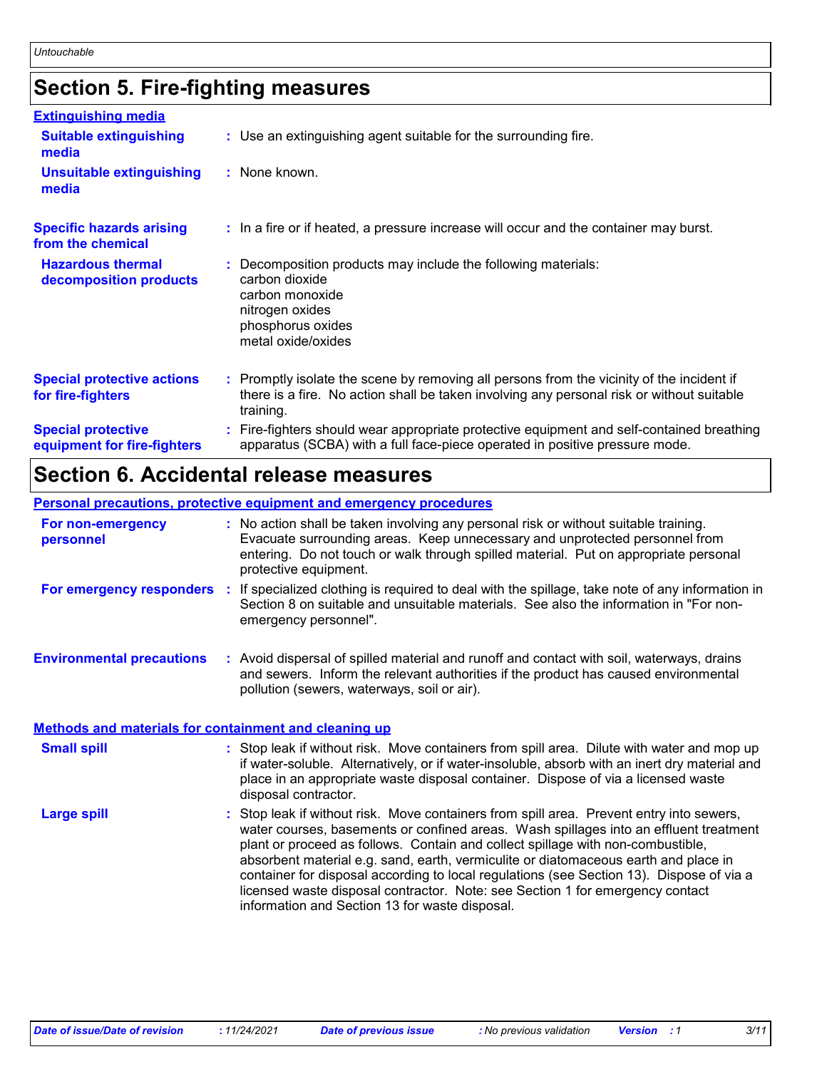# Section 5. Fire-fighting measures

## Extinguishing media

**Suitable extinguishing media** : Use an extinguishing agent suitable for the surrounding fire.

**Unsuitable extinguishing media** : None known.

**Specific hazards arising from the chemical** : In a fire or if heated, a pressure increase will occur and the container may burst.

**Hazardous thermal decomposition products** : Decomposition products may include the following materials:
carbon dioxide
carbon monoxide
nitrogen oxides
phosphorus oxides
metal oxide/oxides

**Special protective actions for fire-fighters** : Promptly isolate the scene by removing all persons from the vicinity of the incident if there is a fire. No action shall be taken involving any personal risk or without suitable training.

**Special protective equipment for fire-fighters** : Fire-fighters should wear appropriate protective equipment and self-contained breathing apparatus (SCBA) with a full face-piece operated in positive pressure mode.

# Section 6. Accidental release measures

## Personal precautions, protective equipment and emergency procedures

**For non-emergency personnel** : No action shall be taken involving any personal risk or without suitable training. Evacuate surrounding areas. Keep unnecessary and unprotected personnel from entering. Do not touch or walk through spilled material. Put on appropriate personal protective equipment.

**For emergency responders** : If specialized clothing is required to deal with the spillage, take note of any information in Section 8 on suitable and unsuitable materials. See also the information in "For non-emergency personnel".

**Environmental precautions** : Avoid dispersal of spilled material and runoff and contact with soil, waterways, drains and sewers. Inform the relevant authorities if the product has caused environmental pollution (sewers, waterways, soil or air).

## Methods and materials for containment and cleaning up

**Small spill** : Stop leak if without risk. Move containers from spill area. Dilute with water and mop up if water-soluble. Alternatively, or if water-insoluble, absorb with an inert dry material and place in an appropriate waste disposal container. Dispose of via a licensed waste disposal contractor.

**Large spill** : Stop leak if without risk. Move containers from spill area. Prevent entry into sewers, water courses, basements or confined areas. Wash spillages into an effluent treatment plant or proceed as follows. Contain and collect spillage with non-combustible, absorbent material e.g. sand, earth, vermiculite or diatomaceous earth and place in container for disposal according to local regulations (see Section 13). Dispose of via a licensed waste disposal contractor. Note: see Section 1 for emergency contact information and Section 13 for waste disposal.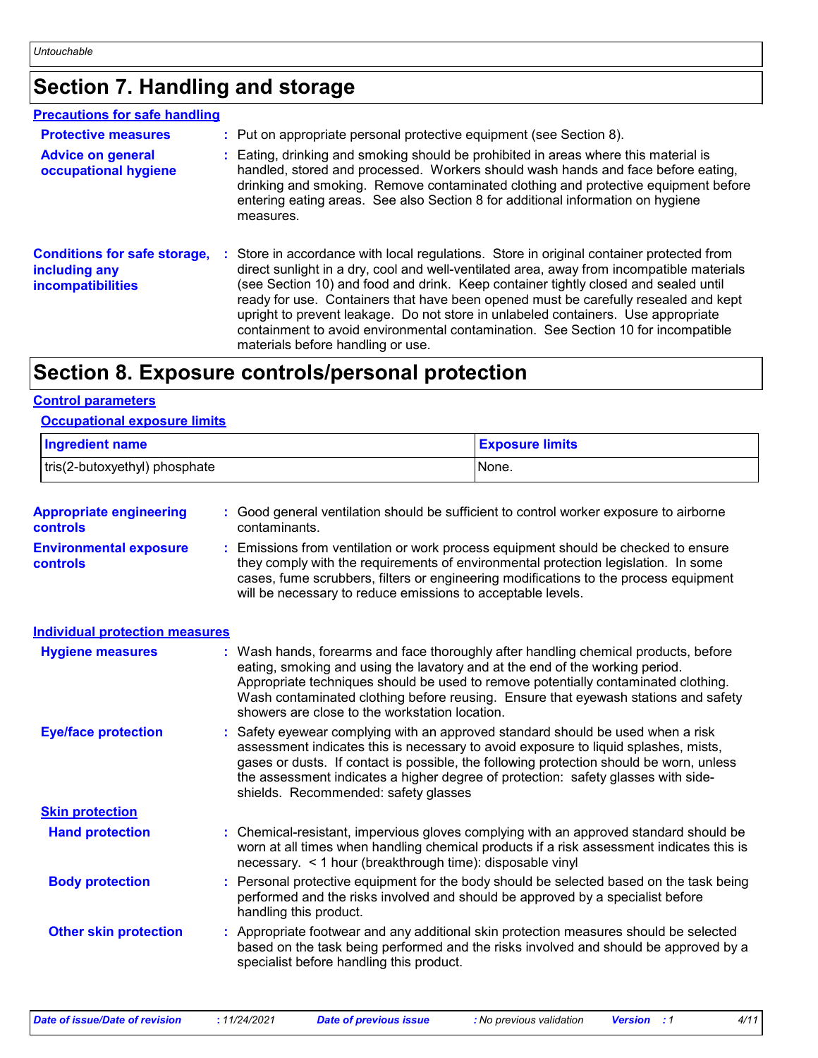# Section 7. Handling and storage

## Precautions for safe handling

**Protective measures** : Put on appropriate personal protective equipment (see Section 8).

**Advice on general occupational hygiene** : Eating, drinking and smoking should be prohibited in areas where this material is handled, stored and processed. Workers should wash hands and face before eating, drinking and smoking. Remove contaminated clothing and protective equipment before entering eating areas. See also Section 8 for additional information on hygiene measures.

**Conditions for safe storage, including any incompatibilities** : Store in accordance with local regulations. Store in original container protected from direct sunlight in a dry, cool and well-ventilated area, away from incompatible materials (see Section 10) and food and drink. Keep container tightly closed and sealed until ready for use. Containers that have been opened must be carefully resealed and kept upright to prevent leakage. Do not store in unlabeled containers. Use appropriate containment to avoid environmental contamination. See Section 10 for incompatible materials before handling or use.

# Section 8. Exposure controls/personal protection

## Control parameters

### Occupational exposure limits

| Ingredient name | Exposure limits |
|---|---|
| tris(2-butoxyethyl) phosphate | None. |

**Appropriate engineering controls** : Good general ventilation should be sufficient to control worker exposure to airborne contaminants.

**Environmental exposure controls** : Emissions from ventilation or work process equipment should be checked to ensure they comply with the requirements of environmental protection legislation. In some cases, fume scrubbers, filters or engineering modifications to the process equipment will be necessary to reduce emissions to acceptable levels.

## Individual protection measures

**Hygiene measures** : Wash hands, forearms and face thoroughly after handling chemical products, before eating, smoking and using the lavatory and at the end of the working period. Appropriate techniques should be used to remove potentially contaminated clothing. Wash contaminated clothing before reusing. Ensure that eyewash stations and safety showers are close to the workstation location.

**Eye/face protection** : Safety eyewear complying with an approved standard should be used when a risk assessment indicates this is necessary to avoid exposure to liquid splashes, mists, gases or dusts. If contact is possible, the following protection should be worn, unless the assessment indicates a higher degree of protection: safety glasses with side-shields. Recommended: safety glasses

### Skin protection

**Hand protection** : Chemical-resistant, impervious gloves complying with an approved standard should be worn at all times when handling chemical products if a risk assessment indicates this is necessary. < 1 hour (breakthrough time): disposable vinyl

**Body protection** : Personal protective equipment for the body should be selected based on the task being performed and the risks involved and should be approved by a specialist before handling this product.

**Other skin protection** : Appropriate footwear and any additional skin protection measures should be selected based on the task being performed and the risks involved and should be approved by a specialist before handling this product.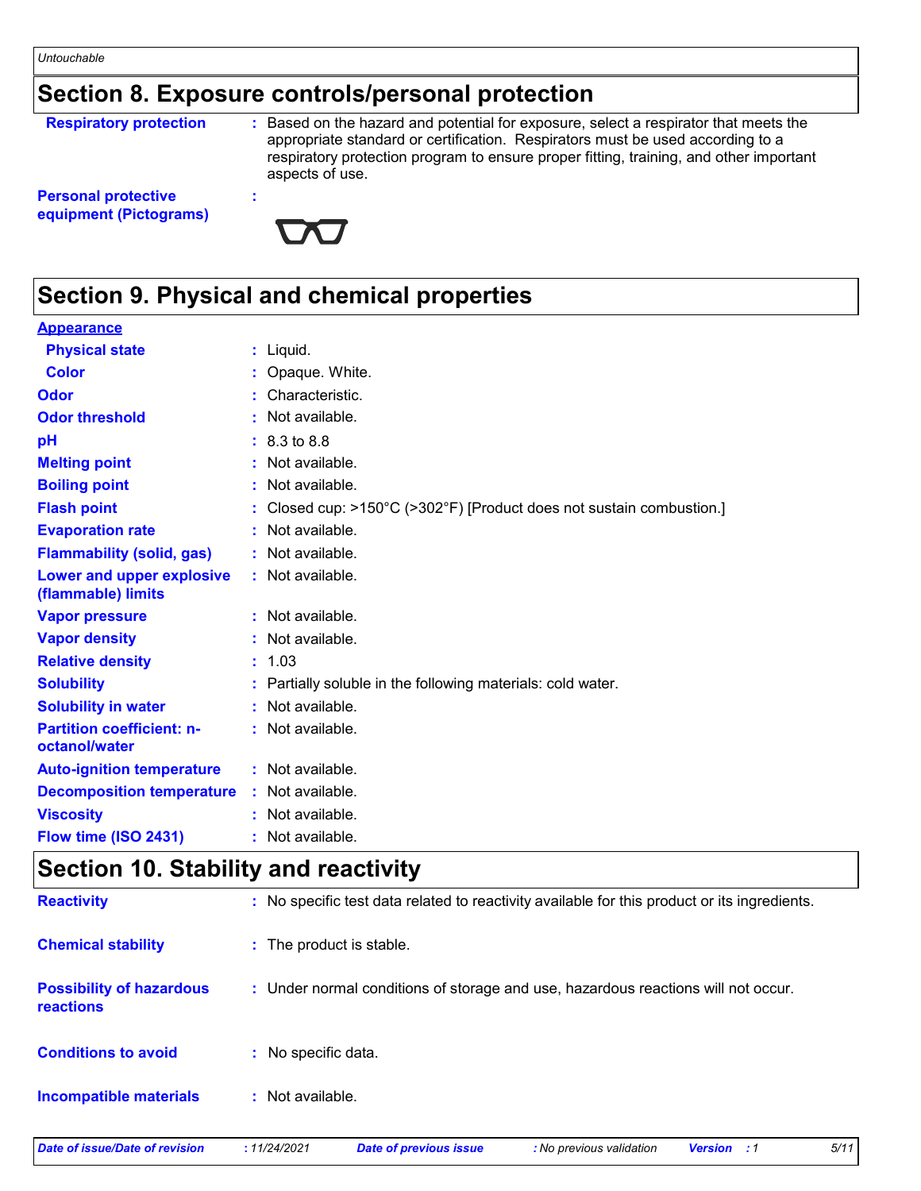## Section 8. Exposure controls/personal protection

| | |
|---|---|
| **Respiratory protection** | : Based on the hazard and potential for exposure, select a respirator that meets the appropriate standard or certification. Respirators must be used according to a respiratory protection program to ensure proper fitting, training, and other important aspects of use. |
| **Personal protective equipment (Pictograms)** | : |

## Section 9. Physical and chemical properties

**Appearance**

| | |
|---|---|
| **Physical state** | : Liquid. |
| **Color** | : Opaque. White. |
| **Odor** | : Characteristic. |
| **Odor threshold** | : Not available. |
| **pH** | : 8.3 to 8.8 |
| **Melting point** | : Not available. |
| **Boiling point** | : Not available. |
| **Flash point** | : Closed cup: >150°C (>302°F) [Product does not sustain combustion.] |
| **Evaporation rate** | : Not available. |
| **Flammability (solid, gas)** | : Not available. |
| **Lower and upper explosive (flammable) limits** | : Not available. |
| **Vapor pressure** | : Not available. |
| **Vapor density** | : Not available. |
| **Relative density** | : 1.03 |
| **Solubility** | : Partially soluble in the following materials: cold water. |
| **Solubility in water** | : Not available. |
| **Partition coefficient: n-octanol/water** | : Not available. |
| **Auto-ignition temperature** | : Not available. |
| **Decomposition temperature** | : Not available. |
| **Viscosity** | : Not available. |
| **Flow time (ISO 2431)** | : Not available. |

## Section 10. Stability and reactivity

| | |
|---|---|
| **Reactivity** | : No specific test data related to reactivity available for this product or its ingredients. |
| **Chemical stability** | : The product is stable. |
| **Possibility of hazardous reactions** | : Under normal conditions of storage and use, hazardous reactions will not occur. |
| **Conditions to avoid** | : No specific data. |
| **Incompatible materials** | : Not available. |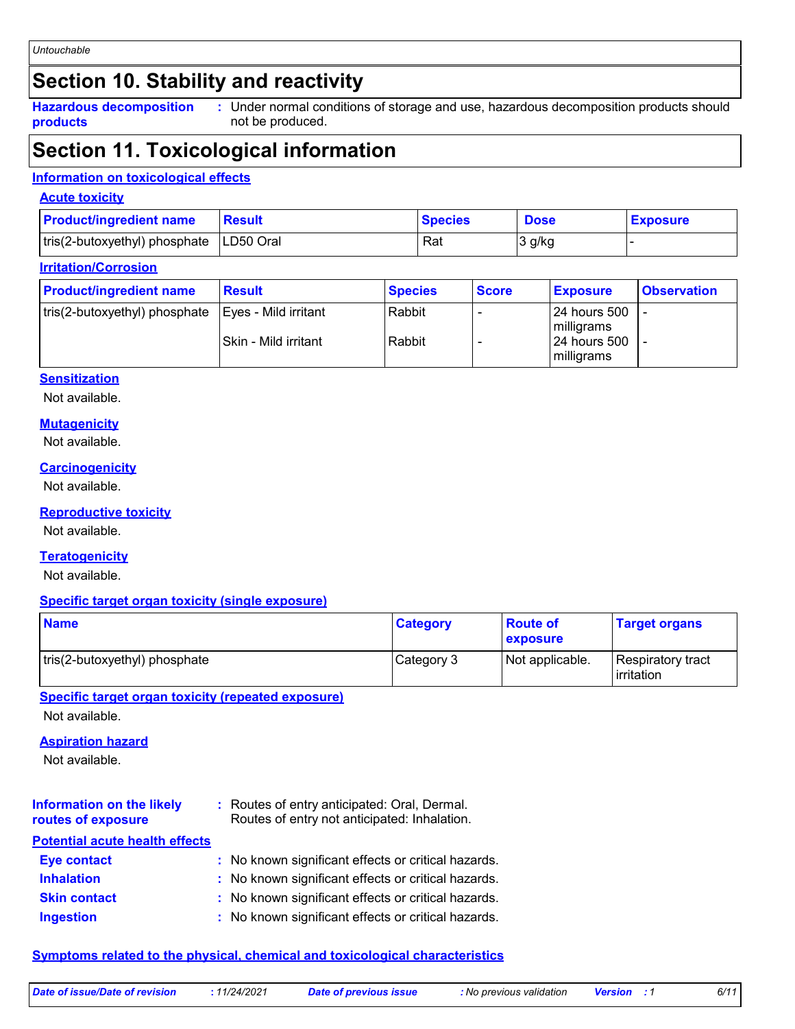Untouchable

## Section 10. Stability and reactivity

**Hazardous decomposition products** : Under normal conditions of storage and use, hazardous decomposition products should not be produced.

## Section 11. Toxicological information

### Information on toxicological effects

#### Acute toxicity

| Product/ingredient name | Result | Species | Dose | Exposure |
|---|---|---|---|---|
| tris(2-butoxyethyl) phosphate | LD50 Oral | Rat | 3 g/kg | - |

#### Irritation/Corrosion

| Product/ingredient name | Result | Species | Score | Exposure | Observation |
|---|---|---|---|---|---|
| tris(2-butoxyethyl) phosphate | Eyes - Mild irritant | Rabbit | - | 24 hours 500 milligrams | - |
| | Skin - Mild irritant | Rabbit | - | 24 hours 500 milligrams | - |

#### Sensitization

Not available.

#### Mutagenicity

Not available.

#### Carcinogenicity

Not available.

#### Reproductive toxicity

Not available.

#### Teratogenicity

Not available.

#### Specific target organ toxicity (single exposure)

| Name | Category | Route of exposure | Target organs |
|---|---|---|---|
| tris(2-butoxyethyl) phosphate | Category 3 | Not applicable. | Respiratory tract irritation |

#### Specific target organ toxicity (repeated exposure)

Not available.

#### Aspiration hazard

Not available.

**Information on the likely routes of exposure** : Routes of entry anticipated: Oral, Dermal. Routes of entry not anticipated: Inhalation.

### Potential acute health effects

**Eye contact** : No known significant effects or critical hazards.

**Inhalation** : No known significant effects or critical hazards.

**Skin contact** : No known significant effects or critical hazards.

**Ingestion** : No known significant effects or critical hazards.

### Symptoms related to the physical, chemical and toxicological characteristics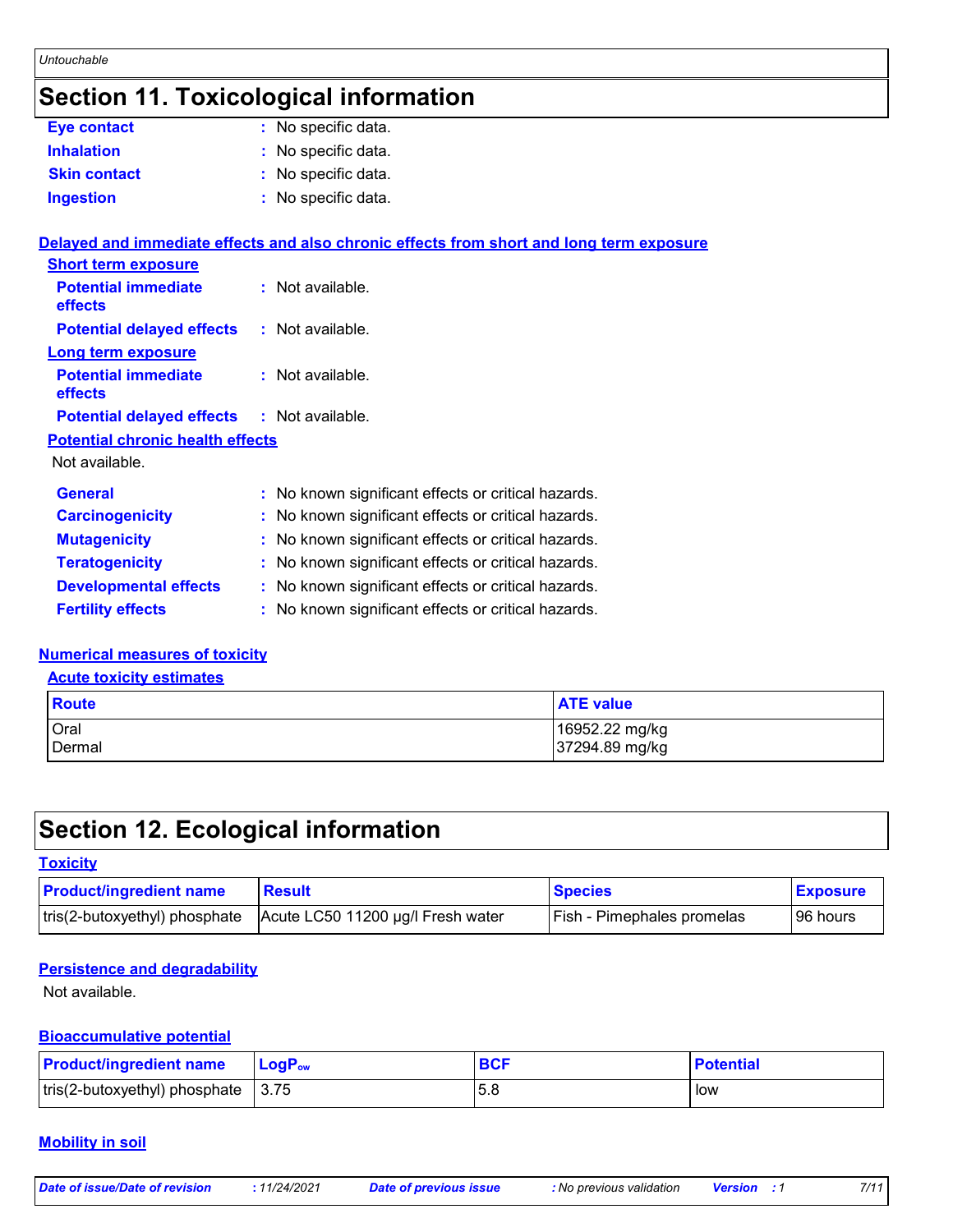# Section 11. Toxicological information

**Eye contact** : No specific data.

**Inhalation** : No specific data.

**Skin contact** : No specific data.

**Ingestion** : No specific data.

## Delayed and immediate effects and also chronic effects from short and long term exposure

### Short term exposure

**Potential immediate effects** : Not available.

**Potential delayed effects** : Not available.

### Long term exposure

**Potential immediate effects** : Not available.

**Potential delayed effects** : Not available.

### Potential chronic health effects

Not available.

**General** : No known significant effects or critical hazards.

**Carcinogenicity** : No known significant effects or critical hazards.

**Mutagenicity** : No known significant effects or critical hazards.

**Teratogenicity** : No known significant effects or critical hazards.

**Developmental effects** : No known significant effects or critical hazards.

**Fertility effects** : No known significant effects or critical hazards.

## Numerical measures of toxicity

### Acute toxicity estimates

| Route | ATE value |
|---|---|
| Oral | 16952.22 mg/kg |
| Dermal | 37294.89 mg/kg |

# Section 12. Ecological information

## Toxicity

| Product/ingredient name | Result | Species | Exposure |
|---|---|---|---|
| tris(2-butoxyethyl) phosphate | Acute LC50 11200 µg/l Fresh water | Fish - Pimephales promelas | 96 hours |

## Persistence and degradability

Not available.

## Bioaccumulative potential

| Product/ingredient name | $LogP_{ow}$ | BCF | Potential |
|---|---|---|---|
| tris(2-butoxyethyl) phosphate | 3.75 | 5.8 | low |

## Mobility in soil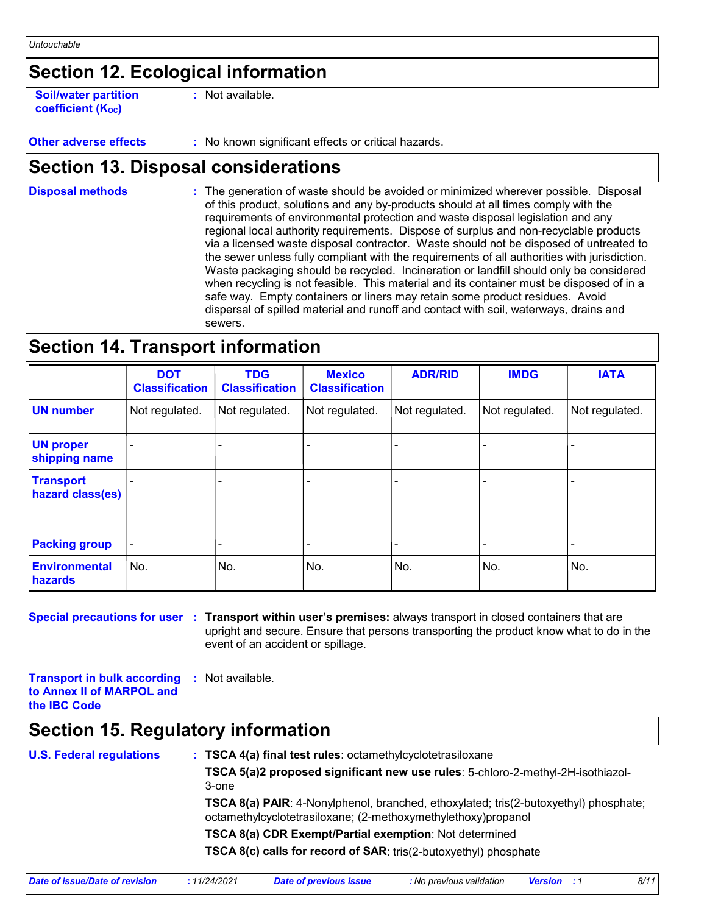## Section 12. Ecological information

**Soil/water partition coefficient ($K_{OC}$)** : Not available.

**Other adverse effects** : No known significant effects or critical hazards.

## Section 13. Disposal considerations

**Disposal methods** : The generation of waste should be avoided or minimized wherever possible. Disposal of this product, solutions and any by-products should at all times comply with the requirements of environmental protection and waste disposal legislation and any regional local authority requirements. Dispose of surplus and non-recyclable products via a licensed waste disposal contractor. Waste should not be disposed of untreated to the sewer unless fully compliant with the requirements of all authorities with jurisdiction. Waste packaging should be recycled. Incineration or landfill should only be considered when recycling is not feasible. This material and its container must be disposed of in a safe way. Empty containers or liners may retain some product residues. Avoid dispersal of spilled material and runoff and contact with soil, waterways, drains and sewers.

## Section 14. Transport information

| | DOT Classification | TDG Classification | Mexico Classification | ADR/RID | IMDG | IATA |
|---|---|---|---|---|---|---|
| **UN number** | Not regulated. | Not regulated. | Not regulated. | Not regulated. | Not regulated. | Not regulated. |
| **UN proper shipping name** | - | - | - | - | - | - |
| **Transport hazard class(es)** | - | - | - | - | - | - |
| **Packing group** | - | - | - | - | - | - |
| **Environmental hazards** | No. | No. | No. | No. | No. | No. |

**Special precautions for user** : **Transport within user's premises:** always transport in closed containers that are upright and secure. Ensure that persons transporting the product know what to do in the event of an accident or spillage.

**Transport in bulk according to Annex II of MARPOL and the IBC Code** : Not available.

## Section 15. Regulatory information

**U.S. Federal regulations** : **TSCA 4(a) final test rules**: octamethylcyclotetrasiloxane

**TSCA 5(a)2 proposed significant new use rules**: 5-chloro-2-methyl-2H-isothiazol-3-one

**TSCA 8(a) PAIR**: 4-Nonylphenol, branched, ethoxylated; tris(2-butoxyethyl) phosphate; octamethylcyclotetrasiloxane; (2-methoxymethylethoxy)propanol

**TSCA 8(a) CDR Exempt/Partial exemption**: Not determined

**TSCA 8(c) calls for record of SAR**: tris(2-butoxyethyl) phosphate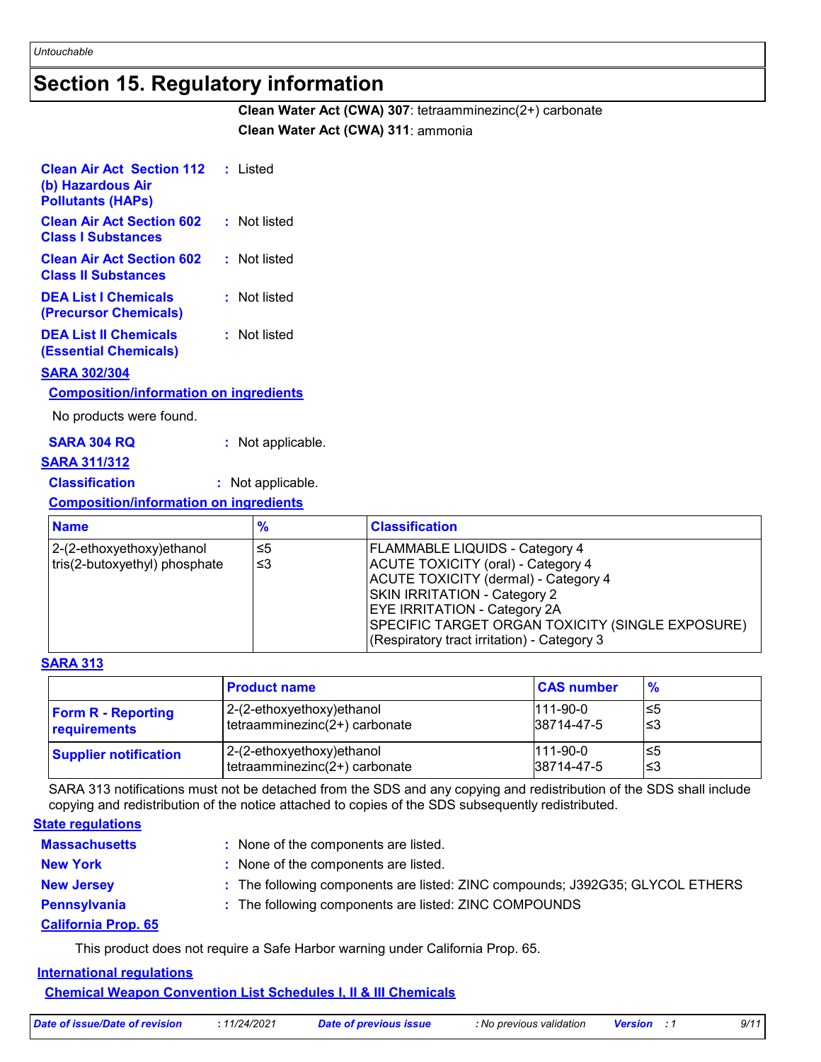## Section 15. Regulatory information

**Clean Water Act (CWA) 307**: tetraamminezinc(2+) carbonate

**Clean Water Act (CWA) 311**: ammonia

**Clean Air Act Section 112 (b) Hazardous Air Pollutants (HAPs)** : Listed

**Clean Air Act Section 602 Class I Substances** : Not listed

**Clean Air Act Section 602 Class II Substances** : Not listed

**DEA List I Chemicals (Precursor Chemicals)** : Not listed

**DEA List II Chemicals (Essential Chemicals)** : Not listed

**SARA 302/304**

**Composition/information on ingredients**

No products were found.

**SARA 304 RQ** : Not applicable.

**SARA 311/312**

**Classification** : Not applicable.

**Composition/information on ingredients**

| Name | % | Classification |
|---|---|---|
| 2-(2-ethoxyethoxy)ethanol<br>tris(2-butoxyethyl) phosphate | ≤5<br>≤3 | FLAMMABLE LIQUIDS - Category 4<br>ACUTE TOXICITY (oral) - Category 4<br>ACUTE TOXICITY (dermal) - Category 4<br>SKIN IRRITATION - Category 2<br>EYE IRRITATION - Category 2A<br>SPECIFIC TARGET ORGAN TOXICITY (SINGLE EXPOSURE) (Respiratory tract irritation) - Category 3 |

**SARA 313**

| | Product name | CAS number | % |
|---|---|---|---|
| **Form R - Reporting requirements** | 2-(2-ethoxyethoxy)ethanol<br>tetraamminezinc(2+) carbonate | 111-90-0<br>38714-47-5 | ≤5<br>≤3 |
| **Supplier notification** | 2-(2-ethoxyethoxy)ethanol<br>tetraamminezinc(2+) carbonate | 111-90-0<br>38714-47-5 | ≤5<br>≤3 |

SARA 313 notifications must not be detached from the SDS and any copying and redistribution of the SDS shall include copying and redistribution of the notice attached to copies of the SDS subsequently redistributed.

**State regulations**

**Massachusetts** : None of the components are listed.

**New York** : None of the components are listed.

**New Jersey** : The following components are listed: ZINC compounds; J392G35; GLYCOL ETHERS

**Pennsylvania** : The following components are listed: ZINC COMPOUNDS

**California Prop. 65**

This product does not require a Safe Harbor warning under California Prop. 65.

**International regulations**

**Chemical Weapon Convention List Schedules I, II & III Chemicals**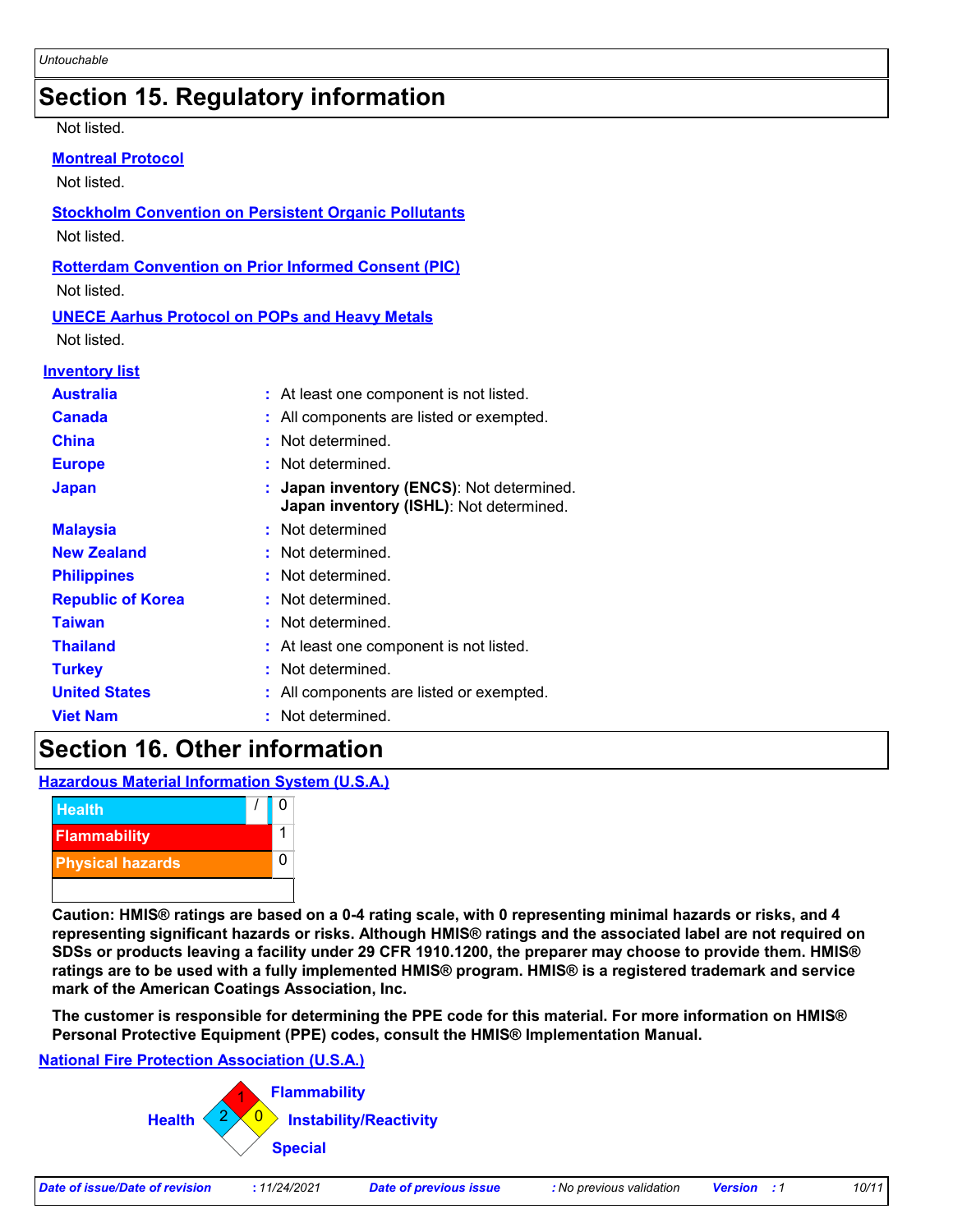## Section 15. Regulatory information

Not listed.

**Montreal Protocol**

Not listed.

**Stockholm Convention on Persistent Organic Pollutants**

Not listed.

**Rotterdam Convention on Prior Informed Consent (PIC)**

Not listed.

**UNECE Aarhus Protocol on POPs and Heavy Metals**

Not listed.

**Inventory list**

| | |
|---|---|
| **Australia** | : At least one component is not listed. |
| **Canada** | : All components are listed or exempted. |
| **China** | : Not determined. |
| **Europe** | : Not determined. |
| **Japan** | : **Japan inventory (ENCS)**: Not determined.<br>**Japan inventory (ISHL)**: Not determined. |
| **Malaysia** | : Not determined |
| **New Zealand** | : Not determined. |
| **Philippines** | : Not determined. |
| **Republic of Korea** | : Not determined. |
| **Taiwan** | : Not determined. |
| **Thailand** | : At least one component is not listed. |
| **Turkey** | : Not determined. |
| **United States** | : All components are listed or exempted. |
| **Viet Nam** | : Not determined. |

## Section 16. Other information

**Hazardous Material Information System (U.S.A.)**

| | |
|---|---|
| Health | / 0 |
| Flammability | 1 |
| Physical hazards | 0 |

**Caution: HMIS® ratings are based on a 0-4 rating scale, with 0 representing minimal hazards or risks, and 4 representing significant hazards or risks. Although HMIS® ratings and the associated label are not required on SDSs or products leaving a facility under 29 CFR 1910.1200, the preparer may choose to provide them. HMIS® ratings are to be used with a fully implemented HMIS® program. HMIS® is a registered trademark and service mark of the American Coatings Association, Inc.**

**The customer is responsible for determining the PPE code for this material. For more information on HMIS® Personal Protective Equipment (PPE) codes, consult the HMIS® Implementation Manual.**

**National Fire Protection Association (U.S.A.)**

| | |
|---|---|
| Health | 2 |
| Flammability | 1 |
| Instability/Reactivity | 0 |
| Special | |

*Date of issue/Date of revision* : 11/24/2021 *Date of previous issue* : No previous validation *Version* : 1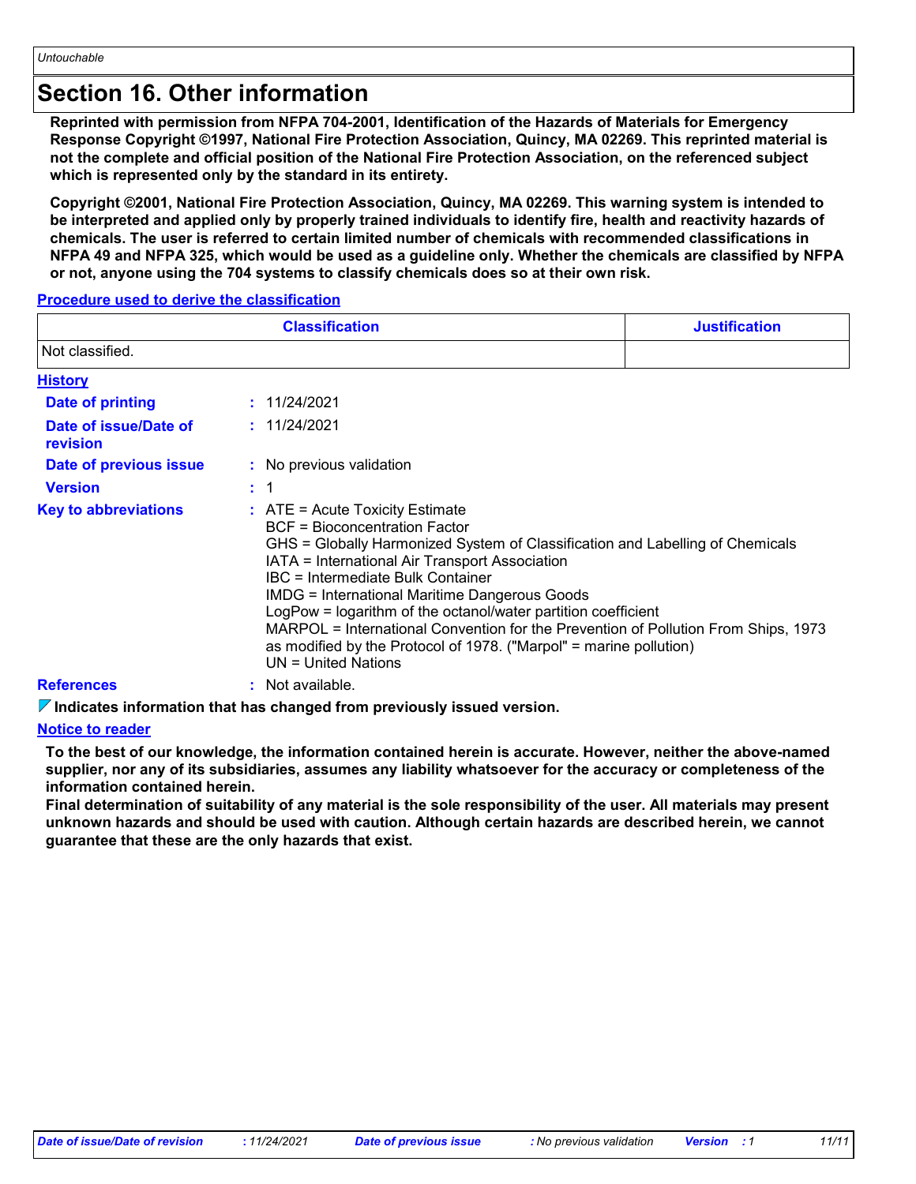# Section 16. Other information

**Reprinted with permission from NFPA 704-2001, Identification of the Hazards of Materials for Emergency Response Copyright ©1997, National Fire Protection Association, Quincy, MA 02269. This reprinted material is not the complete and official position of the National Fire Protection Association, on the referenced subject which is represented only by the standard in its entirety.**

**Copyright ©2001, National Fire Protection Association, Quincy, MA 02269. This warning system is intended to be interpreted and applied only by properly trained individuals to identify fire, health and reactivity hazards of chemicals. The user is referred to certain limited number of chemicals with recommended classifications in NFPA 49 and NFPA 325, which would be used as a guideline only. Whether the chemicals are classified by NFPA or not, anyone using the 704 systems to classify chemicals does so at their own risk.**

## Procedure used to derive the classification

| Classification | Justification |
|---|---|
| Not classified. | |

## History

**Date of printing** : 11/24/2021

**Date of issue/Date of revision** : 11/24/2021

**Date of previous issue** : No previous validation

**Version** : 1

**Key to abbreviations** :
ATE = Acute Toxicity Estimate
BCF = Bioconcentration Factor
GHS = Globally Harmonized System of Classification and Labelling of Chemicals
IATA = International Air Transport Association
IBC = Intermediate Bulk Container
IMDG = International Maritime Dangerous Goods
LogPow = logarithm of the octanol/water partition coefficient
MARPOL = International Convention for the Prevention of Pollution From Ships, 1973 as modified by the Protocol of 1978. ("Marpol" = marine pollution)
UN = United Nations

**References** : Not available.

**Indicates information that has changed from previously issued version.**

## Notice to reader

**To the best of our knowledge, the information contained herein is accurate. However, neither the above-named supplier, nor any of its subsidiaries, assumes any liability whatsoever for the accuracy or completeness of the information contained herein.**

**Final determination of suitability of any material is the sole responsibility of the user. All materials may present unknown hazards and should be used with caution. Although certain hazards are described herein, we cannot guarantee that these are the only hazards that exist.**